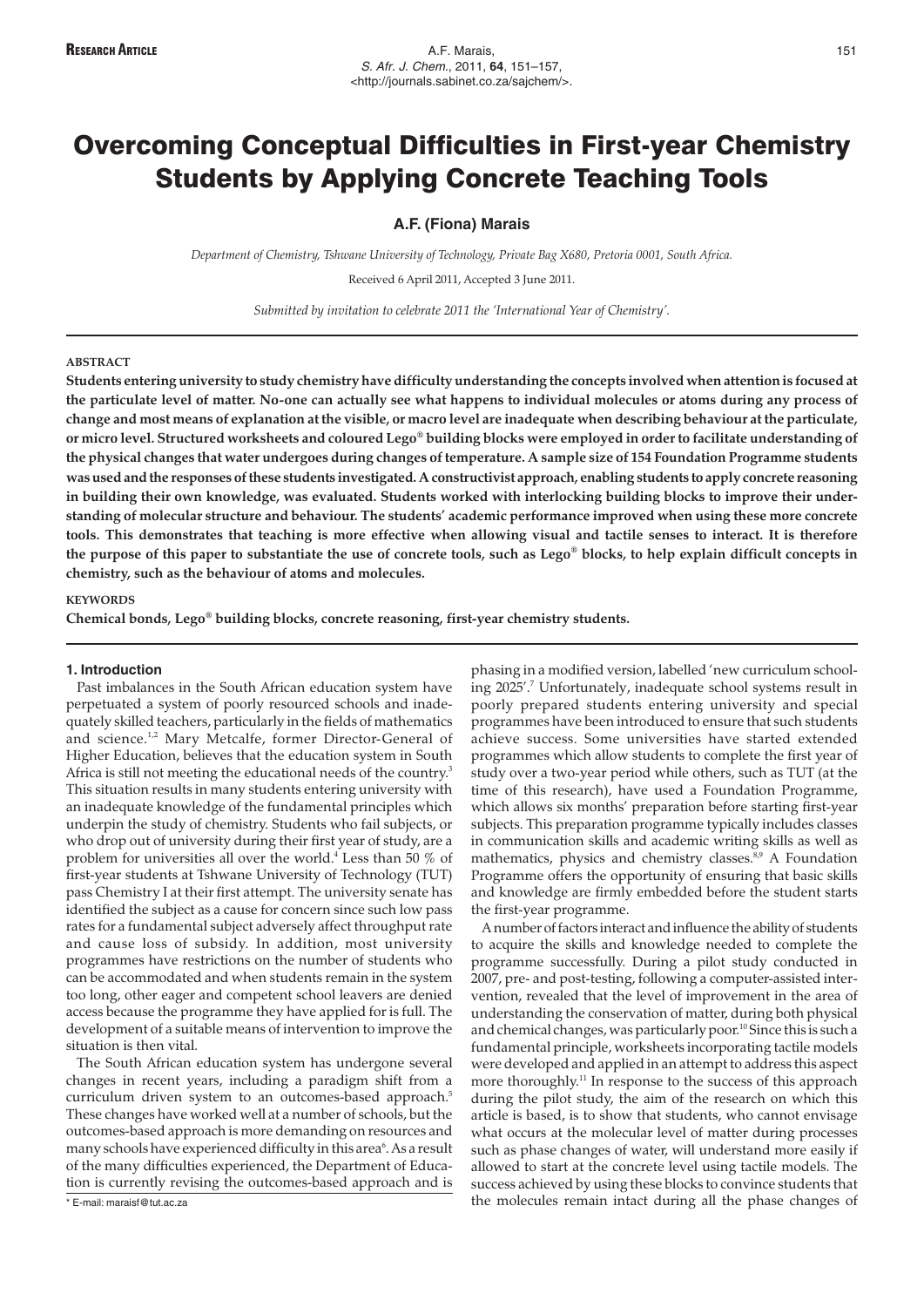# Overcoming Conceptual Difficulties in First-year Chemistry Students by Applying Concrete Teaching Tools

**A.F. (Fiona) Marais**

*Department of Chemistry, Tshwane University of Technology, Private Bag X680, Pretoria 0001, South Africa.*

Received 6 April 2011, Accepted 3 June 2011.

*Submitted by invitation to celebrate 2011 the 'International Year of Chemistry'.*

### ABSTRACT

**Students entering university to study chemistry have difficulty understanding the concepts involved when attention is focused at the particulate level of matter. No-one can actually see what happens to individual molecules or atoms during any process of change and most means of explanation at the visible, or macro level are inadequate when describing behaviour at the particulate, or micro level. Structured worksheets and coloured Lego® building blocks were employed in order to facilitate understanding of the physical changes that water undergoes during changes of temperature. A sample size of 154 Foundation Programme students was used and the responses of these students investigated. A constructivist approach, enabling students to apply concrete reasoning in building their own knowledge, was evaluated. Students worked with interlocking building blocks to improve their understanding of molecular structure and behaviour. The students' academic performance improved when using these more concrete tools. This demonstrates that teaching is more effective when allowing visual and tactile senses to interact. It is therefore the purpose of this paper to substantiate the use of concrete tools, such as Lego® blocks, to help explain difficult concepts in chemistry, such as the behaviour of atoms and molecules.**

### KEYWORDS

**Chemical bonds, Lego® building blocks, concrete reasoning, first-year chemistry students.**

## 1. Introduction

Past imbalances in the South African education system have perpetuated a system of poorly resourced schools and inadequately skilled teachers, particularly in the fields of mathematics and science.[1,2] Mary Metcalfe, former Director-General of Higher Education, believes that the education system in South Africa is still not meeting the educational needs of the country.[3] This situation results in many students entering university with an inadequate knowledge of the fundamental principles which underpin the study of chemistry. Students who fail subjects, or who drop out of university during their first year of study, are a problem for universities all over the world.[4] Less than 50 % of first-year students at Tshwane University of Technology (TUT) pass Chemistry I at their first attempt. The university senate has identified the subject as a cause for concern since such low pass rates for a fundamental subject adversely affect throughput rate and cause loss of subsidy. In addition, most university programmes have restrictions on the number of students who can be accommodated and when students remain in the system too long, other eager and competent school leavers are denied access because the programme they have applied for is full. The development of a suitable means of intervention to improve the situation is then vital.

The South African education system has undergone several changes in recent years, including a paradigm shift from a curriculum driven system to an outcomes-based approach.[5] These changes have worked well at a number of schools, but the outcomes-based approach is more demanding on resources and many schools have experienced difficulty in this area[6]. As a result of the many difficulties experienced, the Department of Education is currently revising the outcomes-based approach and is phasing in a modified version, labelled 'new curriculum schooling 2025'.[7] Unfortunately, inadequate school systems result in poorly prepared students entering university and special programmes have been introduced to ensure that such students achieve success. Some universities have started extended programmes which allow students to complete the first year of study over a two-year period while others, such as TUT (at the time of this research), have used a Foundation Programme, which allows six months' preparation before starting first-year subjects. This preparation programme typically includes classes in communication skills and academic writing skills as well as mathematics, physics and chemistry classes.[8,9] A Foundation Programme offers the opportunity of ensuring that basic skills and knowledge are firmly embedded before the student starts the first-year programme.

A number of factors interact and influence the ability of students to acquire the skills and knowledge needed to complete the programme successfully. During a pilot study conducted in 2007, pre- and post-testing, following a computer-assisted intervention, revealed that the level of improvement in the area of understanding the conservation of matter, during both physical and chemical changes, was particularly poor.[10] Since this is such a fundamental principle, worksheets incorporating tactile models were developed and applied in an attempt to address this aspect more thoroughly.[11] In response to the success of this approach during the pilot study, the aim of the research on which this article is based, is to show that students, who cannot envisage what occurs at the molecular level of matter during processes such as phase changes of water, will understand more easily if allowed to start at the concrete level using tactile models. The success achieved by using these blocks to convince students that the molecules remain intact during all the phase changes of

\* E-mail: maraisf@tut.ac.za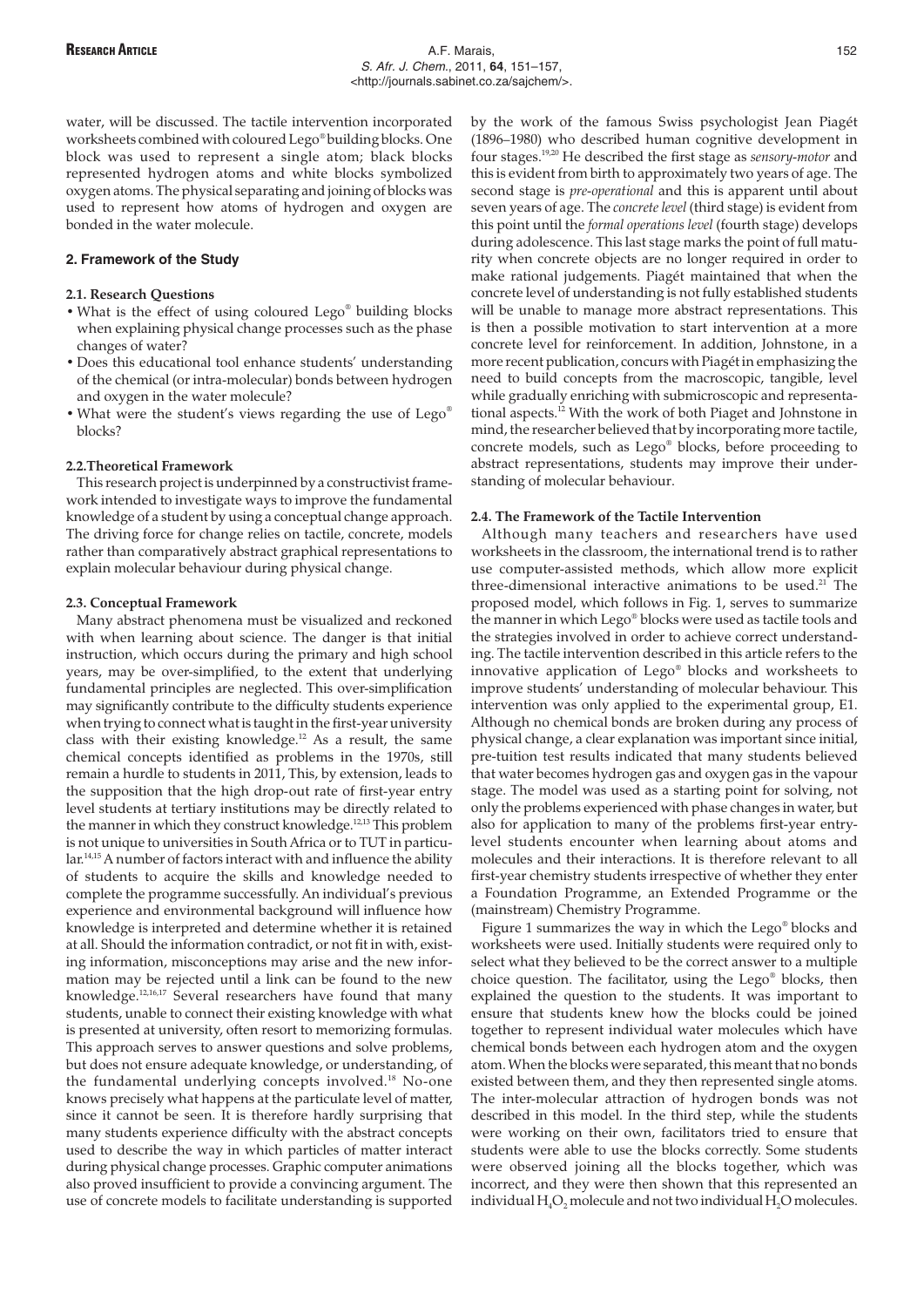water, will be discussed. The tactile intervention incorporated worksheets combined with coloured Lego® building blocks. One block was used to represent a single atom; black blocks represented hydrogen atoms and white blocks symbolized oxygen atoms. The physical separating and joining of blocks was used to represent how atoms of hydrogen and oxygen are bonded in the water molecule.

## 2. Framework of the Study

### 2.1. Research Questions

- What is the effect of using coloured Lego® building blocks when explaining physical change processes such as the phase changes of water?
- Does this educational tool enhance students' understanding of the chemical (or intra-molecular) bonds between hydrogen and oxygen in the water molecule?
- What were the student's views regarding the use of Lego® blocks?

### 2.2. Theoretical Framework

This research project is underpinned by a constructivist framework intended to investigate ways to improve the fundamental knowledge of a student by using a conceptual change approach. The driving force for change relies on tactile, concrete, models rather than comparatively abstract graphical representations to explain molecular behaviour during physical change.

### 2.3. Conceptual Framework

Many abstract phenomena must be visualized and reckoned with when learning about science. The danger is that initial instruction, which occurs during the primary and high school years, may be over-simplified, to the extent that underlying fundamental principles are neglected. This over-simplification may significantly contribute to the difficulty students experience when trying to connect what is taught in the first-year university class with their existing knowledge.[12] As a result, the same chemical concepts identified as problems in the 1970s, still remain a hurdle to students in 2011, This, by extension, leads to the supposition that the high drop-out rate of first-year entry level students at tertiary institutions may be directly related to the manner in which they construct knowledge.[12,13] This problem is not unique to universities in South Africa or to TUT in particular.[14,15] A number of factors interact with and influence the ability of students to acquire the skills and knowledge needed to complete the programme successfully. An individual's previous experience and environmental background will influence how knowledge is interpreted and determine whether it is retained at all. Should the information contradict, or not fit in with, existing information, misconceptions may arise and the new information may be rejected until a link can be found to the new knowledge.[12,16,17] Several researchers have found that many students, unable to connect their existing knowledge with what is presented at university, often resort to memorizing formulas. This approach serves to answer questions and solve problems, but does not ensure adequate knowledge, or understanding, of the fundamental underlying concepts involved.[18] No-one knows precisely what happens at the particulate level of matter, since it cannot be seen. It is therefore hardly surprising that many students experience difficulty with the abstract concepts used to describe the way in which particles of matter interact during physical change processes. Graphic computer animations also proved insufficient to provide a convincing argument. The use of concrete models to facilitate understanding is supported by the work of the famous Swiss psychologist Jean Piagét (1896–1980) who described human cognitive development in four stages.[19,20] He described the first stage as *sensory-motor* and this is evident from birth to approximately two years of age. The second stage is *pre-operational* and this is apparent until about seven years of age. The *concrete level* (third stage) is evident from this point until the *formal operations level* (fourth stage) develops during adolescence. This last stage marks the point of full maturity when concrete objects are no longer required in order to make rational judgements. Piagét maintained that when the concrete level of understanding is not fully established students will be unable to manage more abstract representations. This is then a possible motivation to start intervention at a more concrete level for reinforcement. In addition, Johnstone, in a more recent publication, concurs with Piagét in emphasizing the need to build concepts from the macroscopic, tangible, level while gradually enriching with submicroscopic and representational aspects.[12] With the work of both Piaget and Johnstone in mind, the researcher believed that by incorporating more tactile, concrete models, such as Lego® blocks, before proceeding to abstract representations, students may improve their understanding of molecular behaviour.

### 2.4. The Framework of the Tactile Intervention

Although many teachers and researchers have used worksheets in the classroom, the international trend is to rather use computer-assisted methods, which allow more explicit three-dimensional interactive animations to be used.[21] The proposed model, which follows in Fig. 1, serves to summarize the manner in which Lego® blocks were used as tactile tools and the strategies involved in order to achieve correct understanding. The tactile intervention described in this article refers to the innovative application of Lego® blocks and worksheets to improve students' understanding of molecular behaviour. This intervention was only applied to the experimental group, E1. Although no chemical bonds are broken during any process of physical change, a clear explanation was important since initial, pre-tuition test results indicated that many students believed that water becomes hydrogen gas and oxygen gas in the vapour stage. The model was used as a starting point for solving, not only the problems experienced with phase changes in water, but also for application to many of the problems first-year entry-level students encounter when learning about atoms and molecules and their interactions. It is therefore relevant to all first-year chemistry students irrespective of whether they enter a Foundation Programme, an Extended Programme or the (mainstream) Chemistry Programme.

Figure 1 summarizes the way in which the Lego® blocks and worksheets were used. Initially students were required only to select what they believed to be the correct answer to a multiple choice question. The facilitator, using the Lego® blocks, then explained the question to the students. It was important to ensure that students knew how the blocks could be joined together to represent individual water molecules which have chemical bonds between each hydrogen atom and the oxygen atom. When the blocks were separated, this meant that no bonds existed between them, and they then represented single atoms. The inter-molecular attraction of hydrogen bonds was not described in this model. In the third step, while the students were working on their own, facilitators tried to ensure that students were able to use the blocks correctly. Some students were observed joining all the blocks together, which was incorrect, and they were then shown that this represented an individual $H_4O_2$ molecule and not two individual $H_2O$ molecules.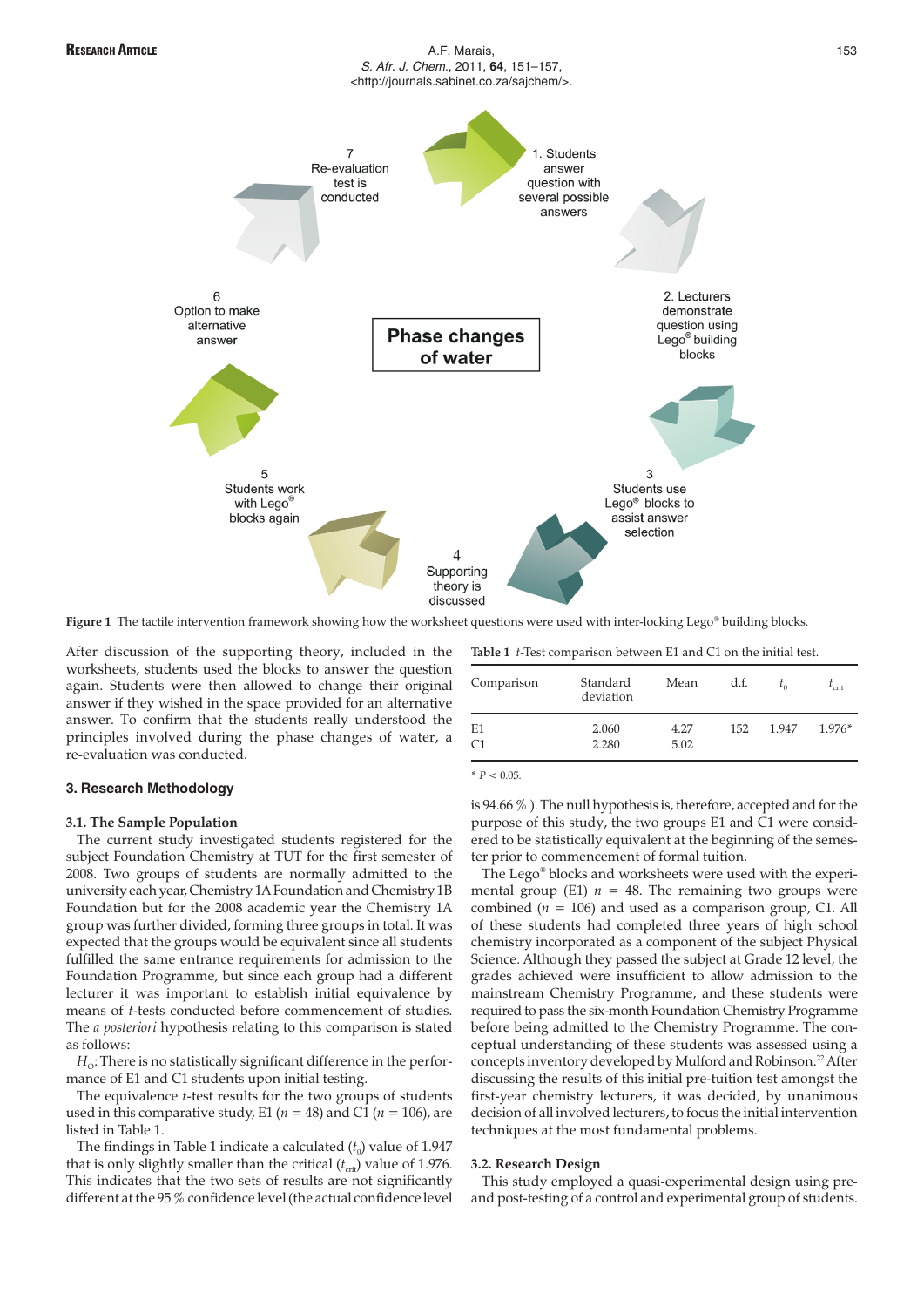7
Re-evaluation test is conducted

1. Students answer question with several possible answers

6
Option to make alternative answer

**Phase changes of water**

2. Lecturers demonstrate question using Lego® building blocks

5
Students work with Lego® blocks again

3
Students use Lego® blocks to assist answer selection

4
Supporting theory is discussed

**Figure 1** The tactile intervention framework showing how the worksheet questions were used with inter-locking Lego® building blocks.

After discussion of the supporting theory, included in the worksheets, students used the blocks to answer the question again. Students were then allowed to change their original answer if they wished in the space provided for an alternative answer. To confirm that the students really understood the principles involved during the phase changes of water, a re-evaluation was conducted.

## 3. Research Methodology

### 3.1. The Sample Population

The current study investigated students registered for the subject Foundation Chemistry at TUT for the first semester of 2008. Two groups of students are normally admitted to the university each year, Chemistry 1A Foundation and Chemistry 1B Foundation but for the 2008 academic year the Chemistry 1A group was further divided, forming three groups in total. It was expected that the groups would be equivalent since all students fulfilled the same entrance requirements for admission to the Foundation Programme, but since each group had a different lecturer it was important to establish initial equivalence by means of *t*-tests conducted before commencement of studies. The *a posteriori* hypothesis relating to this comparison is stated as follows:

$H_O$: There is no statistically significant difference in the performance of E1 and C1 students upon initial testing.

The equivalence *t*-test results for the two groups of students used in this comparative study, E1 ($n$ = 48) and C1 ($n$ = 106), are listed in Table 1.

The findings in Table 1 indicate a calculated ($t_0$) value of 1.947 that is only slightly smaller than the critical ($t_{crit}$) value of 1.976. This indicates that the two sets of results are not significantly different at the 95 % confidence level (the actual confidence level is 94.66 % ). The null hypothesis is, therefore, accepted and for the purpose of this study, the two groups E1 and C1 were considered to be statistically equivalent at the beginning of the semester prior to commencement of formal tuition.

**Table 1** *t*-Test comparison between E1 and C1 on the initial test.

| Comparison | Standard deviation | Mean | d.f. | $t_0$ | $t_{crit}$ |
|---|---|---|---|---|---|
| E1 | 2.060 | 4.27 | 152 | 1.947 | 1.976* |
| C1 | 2.280 | 5.02 | | | |

* $P < 0.05$.

The Lego® blocks and worksheets were used with the experimental group (E1) $n$ = 48. The remaining two groups were combined ($n$ = 106) and used as a comparison group, C1. All of these students had completed three years of high school chemistry incorporated as a component of the subject Physical Science. Although they passed the subject at Grade 12 level, the grades achieved were insufficient to allow admission to the mainstream Chemistry Programme, and these students were required to pass the six-month Foundation Chemistry Programme before being admitted to the Chemistry Programme. The conceptual understanding of these students was assessed using a concepts inventory developed by Mulford and Robinson.[22] After discussing the results of this initial pre-tuition test amongst the first-year chemistry lecturers, it was decided, by unanimous decision of all involved lecturers, to focus the initial intervention techniques at the most fundamental problems.

### 3.2. Research Design

This study employed a quasi-experimental design using pre- and post-testing of a control and experimental group of students.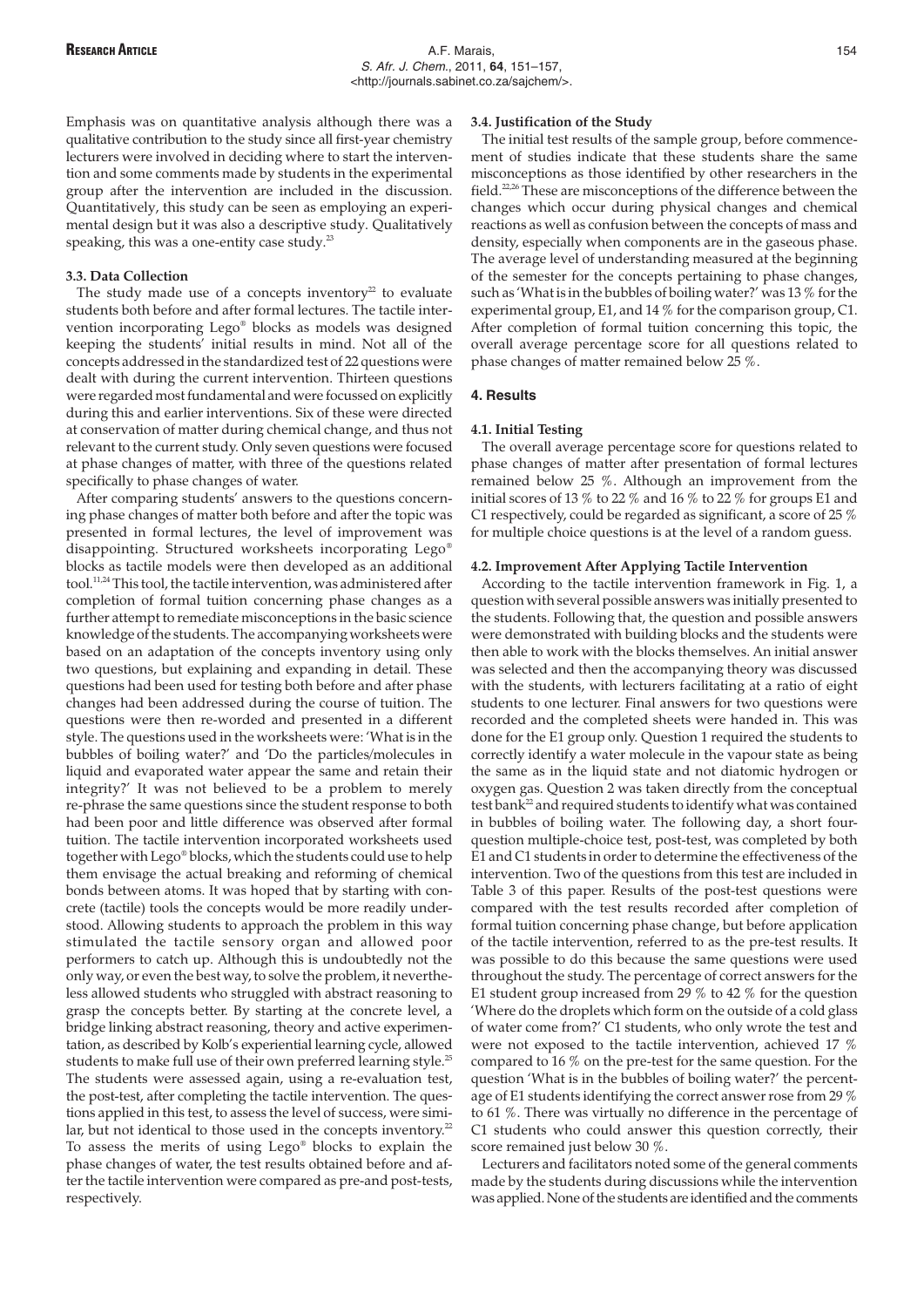Emphasis was on quantitative analysis although there was a qualitative contribution to the study since all first-year chemistry lecturers were involved in deciding where to start the intervention and some comments made by students in the experimental group after the intervention are included in the discussion. Quantitatively, this study can be seen as employing an experimental design but it was also a descriptive study. Qualitatively speaking, this was a one-entity case study.[23]

### 3.3. Data Collection

The study made use of a concepts inventory[22] to evaluate students both before and after formal lectures. The tactile intervention incorporating Lego® blocks as models was designed keeping the students' initial results in mind. Not all of the concepts addressed in the standardized test of 22 questions were dealt with during the current intervention. Thirteen questions were regarded most fundamental and were focussed on explicitly during this and earlier interventions. Six of these were directed at conservation of matter during chemical change, and thus not relevant to the current study. Only seven questions were focused at phase changes of matter, with three of the questions related specifically to phase changes of water.

After comparing students' answers to the questions concerning phase changes of matter both before and after the topic was presented in formal lectures, the level of improvement was disappointing. Structured worksheets incorporating Lego® blocks as tactile models were then developed as an additional tool.[11,24] This tool, the tactile intervention, was administered after completion of formal tuition concerning phase changes as a further attempt to remediate misconceptions in the basic science knowledge of the students. The accompanying worksheets were based on an adaptation of the concepts inventory using only two questions, but explaining and expanding in detail. These questions had been used for testing both before and after phase changes had been addressed during the course of tuition. The questions were then re-worded and presented in a different style. The questions used in the worksheets were: 'What is in the bubbles of boiling water?' and 'Do the particles/molecules in liquid and evaporated water appear the same and retain their integrity?' It was not believed to be a problem to merely re-phrase the same questions since the student response to both had been poor and little difference was observed after formal tuition. The tactile intervention incorporated worksheets used together with Lego® blocks, which the students could use to help them envisage the actual breaking and reforming of chemical bonds between atoms. It was hoped that by starting with concrete (tactile) tools the concepts would be more readily understood. Allowing students to approach the problem in this way stimulated the tactile sensory organ and allowed poor performers to catch up. Although this is undoubtedly not the only way, or even the best way, to solve the problem, it nevertheless allowed students who struggled with abstract reasoning to grasp the concepts better. By starting at the concrete level, a bridge linking abstract reasoning, theory and active experimentation, as described by Kolb's experiential learning cycle, allowed students to make full use of their own preferred learning style.[25] The students were assessed again, using a re-evaluation test, the post-test, after completing the tactile intervention. The questions applied in this test, to assess the level of success, were similar, but not identical to those used in the concepts inventory.[22] To assess the merits of using Lego® blocks to explain the phase changes of water, the test results obtained before and after the tactile intervention were compared as pre-and post-tests, respectively.

### 3.4. Justification of the Study

The initial test results of the sample group, before commencement of studies indicate that these students share the same misconceptions as those identified by other researchers in the field.[22,26] These are misconceptions of the difference between the changes which occur during physical changes and chemical reactions as well as confusion between the concepts of mass and density, especially when components are in the gaseous phase. The average level of understanding measured at the beginning of the semester for the concepts pertaining to phase changes, such as 'What is in the bubbles of boiling water?' was 13 % for the experimental group, E1, and 14 % for the comparison group, C1. After completion of formal tuition concerning this topic, the overall average percentage score for all questions related to phase changes of matter remained below 25 %.

## 4. Results

### 4.1. Initial Testing

The overall average percentage score for questions related to phase changes of matter after presentation of formal lectures remained below 25 %. Although an improvement from the initial scores of 13 % to 22 % and 16 % to 22 % for groups E1 and C1 respectively, could be regarded as significant, a score of 25 % for multiple choice questions is at the level of a random guess.

### 4.2. Improvement After Applying Tactile Intervention

According to the tactile intervention framework in Fig. 1, a question with several possible answers was initially presented to the students. Following that, the question and possible answers were demonstrated with building blocks and the students were then able to work with the blocks themselves. An initial answer was selected and then the accompanying theory was discussed with the students, with lecturers facilitating at a ratio of eight students to one lecturer. Final answers for two questions were recorded and the completed sheets were handed in. This was done for the E1 group only. Question 1 required the students to correctly identify a water molecule in the vapour state as being the same as in the liquid state and not diatomic hydrogen or oxygen gas. Question 2 was taken directly from the conceptual test bank[22] and required students to identify what was contained in bubbles of boiling water. The following day, a short four-question multiple-choice test, post-test, was completed by both E1 and C1 students in order to determine the effectiveness of the intervention. Two of the questions from this test are included in Table 3 of this paper. Results of the post-test questions were compared with the test results recorded after completion of formal tuition concerning phase change, but before application of the tactile intervention, referred to as the pre-test results. It was possible to do this because the same questions were used throughout the study. The percentage of correct answers for the E1 student group increased from 29 % to 42 % for the question 'Where do the droplets which form on the outside of a cold glass of water come from?' C1 students, who only wrote the test and were not exposed to the tactile intervention, achieved 17 % compared to 16 % on the pre-test for the same question. For the question 'What is in the bubbles of boiling water?' the percentage of E1 students identifying the correct answer rose from 29 % to 61 %. There was virtually no difference in the percentage of C1 students who could answer this question correctly, their score remained just below 30 %.

Lecturers and facilitators noted some of the general comments made by the students during discussions while the intervention was applied. None of the students are identified and the comments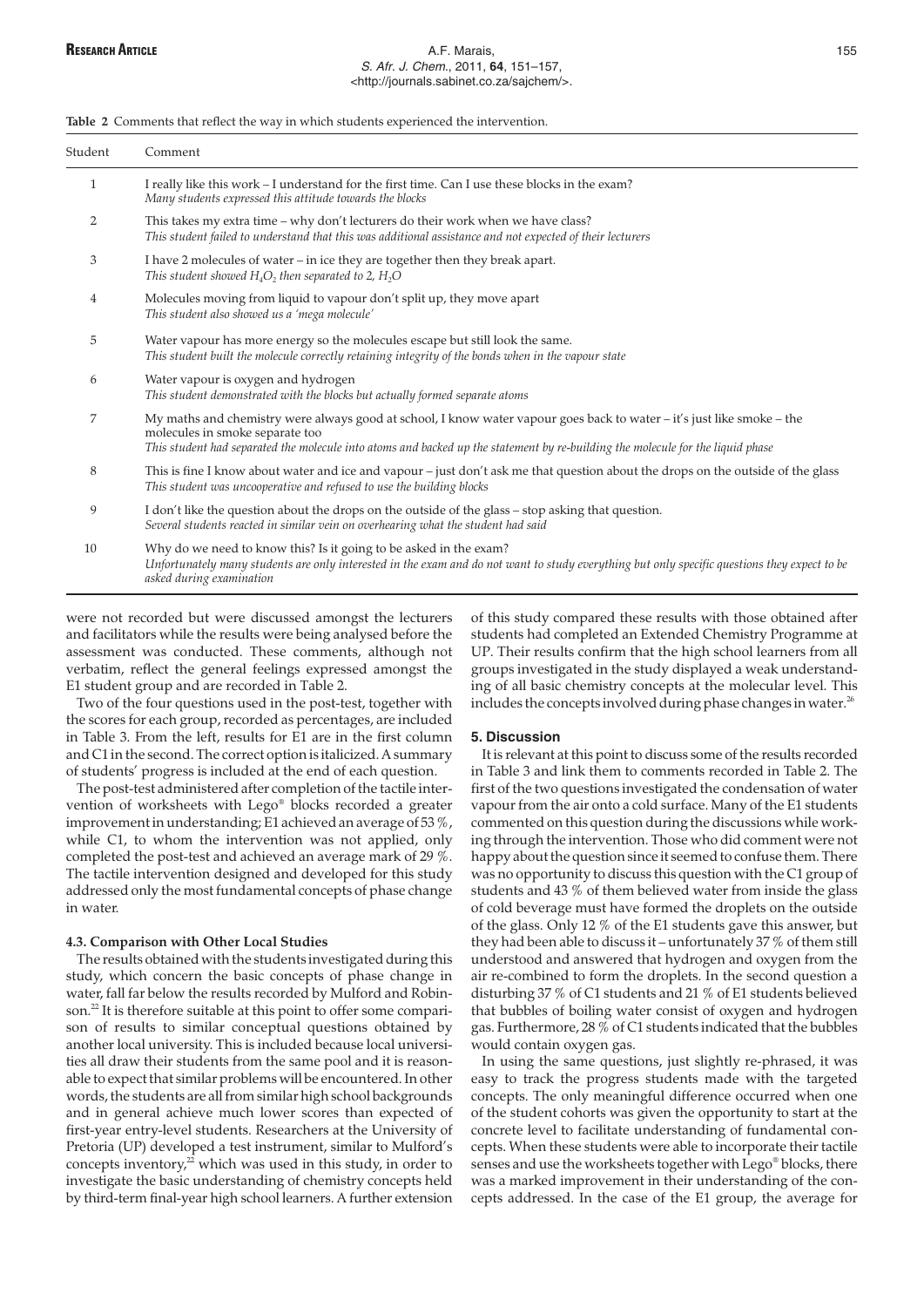**Table 2** Comments that reflect the way in which students experienced the intervention.

| Student | Comment |
|---|---|
| 1 | I really like this work – I understand for the first time. Can I use these blocks in the exam? *Many students expressed this attitude towards the blocks* |
| 2 | This takes my extra time – why don't lecturers do their work when we have class? *This student failed to understand that this was additional assistance and not expected of their lecturers* |
| 3 | I have 2 molecules of water – in ice they are together then they break apart. *This student showed $H_4O_2$ then separated to 2, $H_2O$* |
| 4 | Molecules moving from liquid to vapour don't split up, they move apart *This student also showed us a 'mega molecule'* |
| 5 | Water vapour has more energy so the molecules escape but still look the same. *This student built the molecule correctly retaining integrity of the bonds when in the vapour state* |
| 6 | Water vapour is oxygen and hydrogen *This student demonstrated with the blocks but actually formed separate atoms* |
| 7 | My maths and chemistry were always good at school, I know water vapour goes back to water – it's just like smoke – the molecules in smoke separate too *This student had separated the molecule into atoms and backed up the statement by re-building the molecule for the liquid phase* |
| 8 | This is fine I know about water and ice and vapour – just don't ask me that question about the drops on the outside of the glass *This student was uncooperative and refused to use the building blocks* |
| 9 | I don't like the question about the drops on the outside of the glass – stop asking that question. *Several students reacted in similar vein on overhearing what the student had said* |
| 10 | Why do we need to know this? Is it going to be asked in the exam? *Unfortunately many students are only interested in the exam and do not want to study everything but only specific questions they expect to be asked during examination* |

were not recorded but were discussed amongst the lecturers and facilitators while the results were being analysed before the assessment was conducted. These comments, although not verbatim, reflect the general feelings expressed amongst the E1 student group and are recorded in Table 2.

Two of the four questions used in the post-test, together with the scores for each group, recorded as percentages, are included in Table 3. From the left, results for E1 are in the first column and C1 in the second. The correct option is italicized. A summary of students' progress is included at the end of each question.

The post-test administered after completion of the tactile intervention of worksheets with Lego® blocks recorded a greater improvement in understanding; E1 achieved an average of 53 %, while C1, to whom the intervention was not applied, only completed the post-test and achieved an average mark of 29 %. The tactile intervention designed and developed for this study addressed only the most fundamental concepts of phase change in water.

### 4.3. Comparison with Other Local Studies

The results obtained with the students investigated during this study, which concern the basic concepts of phase change in water, fall far below the results recorded by Mulford and Robinson.[22] It is therefore suitable at this point to offer some comparison of results to similar conceptual questions obtained by another local university. This is included because local universities all draw their students from the same pool and it is reasonable to expect that similar problems will be encountered. In other words, the students are all from similar high school backgrounds and in general achieve much lower scores than expected of first-year entry-level students. Researchers at the University of Pretoria (UP) developed a test instrument, similar to Mulford's concepts inventory,[22] which was used in this study, in order to investigate the basic understanding of chemistry concepts held by third-term final-year high school learners. A further extension of this study compared these results with those obtained after students had completed an Extended Chemistry Programme at UP. Their results confirm that the high school learners from all groups investigated in the study displayed a weak understanding of all basic chemistry concepts at the molecular level. This includes the concepts involved during phase changes in water.[26]

## 5. Discussion

It is relevant at this point to discuss some of the results recorded in Table 3 and link them to comments recorded in Table 2. The first of the two questions investigated the condensation of water vapour from the air onto a cold surface. Many of the E1 students commented on this question during the discussions while working through the intervention. Those who did comment were not happy about the question since it seemed to confuse them. There was no opportunity to discuss this question with the C1 group of students and 43 % of them believed water from inside the glass of cold beverage must have formed the droplets on the outside of the glass. Only 12 % of the E1 students gave this answer, but they had been able to discuss it – unfortunately 37 % of them still understood and answered that hydrogen and oxygen from the air re-combined to form the droplets. In the second question a disturbing 37 % of C1 students and 21 % of E1 students believed that bubbles of boiling water consist of oxygen and hydrogen gas. Furthermore, 28 % of C1 students indicated that the bubbles would contain oxygen gas.

In using the same questions, just slightly re-phrased, it was easy to track the progress students made with the targeted concepts. The only meaningful difference occurred when one of the student cohorts was given the opportunity to start at the concrete level to facilitate understanding of fundamental concepts. When these students were able to incorporate their tactile senses and use the worksheets together with Lego® blocks, there was a marked improvement in their understanding of the concepts addressed. In the case of the E1 group, the average for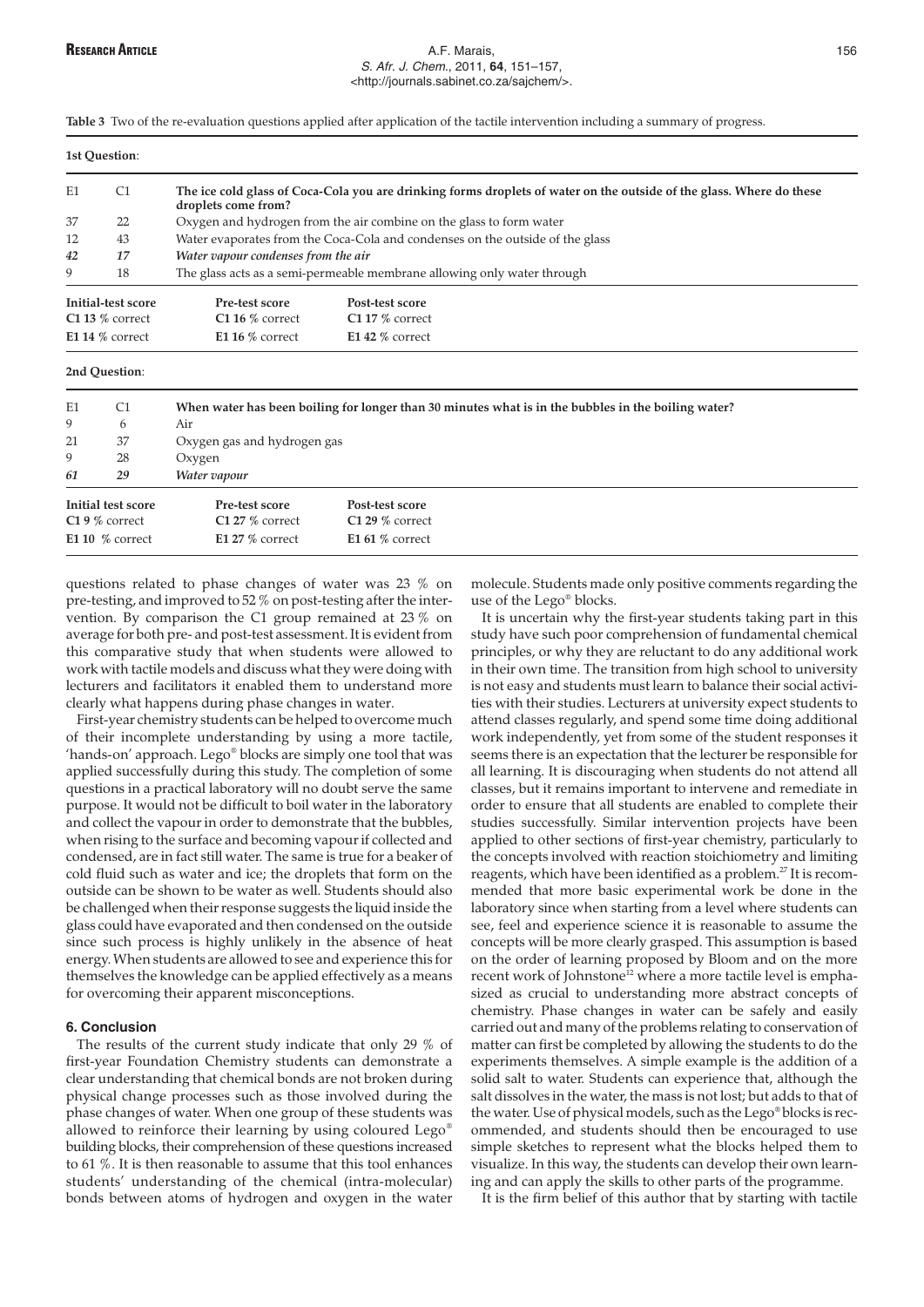**Table 3** Two of the re-evaluation questions applied after application of the tactile intervention including a summary of progress.

**1st Question**:

| E1 | C1 | **The ice cold glass of Coca-Cola you are drinking forms droplets of water on the outside of the glass. Where do these droplets come from?** | |
|---|---|---|---|
| 37 | 22 | Oxygen and hydrogen from the air combine on the glass to form water | |
| 12 | 43 | Water evaporates from the Coca-Cola and condenses on the outside of the glass | |
| ***42*** | ***17*** | ***Water vapour condenses from the air*** | |
| 9 | 18 | The glass acts as a semi-permeable membrane allowing only water through | |
| **Initial-test score** | | **Pre-test score** | **Post-test score** |
| **C1 13** % correct | | **C1 16** % correct | **C1 17** % correct |
| **E1 14** % correct | | **E1 16** % correct | **E1 42** % correct |

**2nd Question**:

| E1 | C1 | **When water has been boiling for longer than 30 minutes what is in the bubbles in the boiling water?** | |
|---|---|---|---|
| 9 | 6 | Air | |
| 21 | 37 | Oxygen gas and hydrogen gas | |
| 9 | 28 | Oxygen | |
| ***61*** | ***29*** | ***Water vapour*** | |
| **Initial test score** | | **Pre-test score** | **Post-test score** |
| **C1 9** % correct | | **C1 27** % correct | **C1 29** % correct |
| **E1 10** % correct | | **E1 27** % correct | **E1 61** % correct |

questions related to phase changes of water was 23 % on pre-testing, and improved to 52 % on post-testing after the intervention. By comparison the C1 group remained at 23 % on average for both pre- and post-test assessment. It is evident from this comparative study that when students were allowed to work with tactile models and discuss what they were doing with lecturers and facilitators it enabled them to understand more clearly what happens during phase changes in water.

First-year chemistry students can be helped to overcome much of their incomplete understanding by using a more tactile, 'hands-on' approach. Lego® blocks are simply one tool that was applied successfully during this study. The completion of some questions in a practical laboratory will no doubt serve the same purpose. It would not be difficult to boil water in the laboratory and collect the vapour in order to demonstrate that the bubbles, when rising to the surface and becoming vapour if collected and condensed, are in fact still water. The same is true for a beaker of cold fluid such as water and ice; the droplets that form on the outside can be shown to be water as well. Students should also be challenged when their response suggests the liquid inside the glass could have evaporated and then condensed on the outside since such process is highly unlikely in the absence of heat energy. When students are allowed to see and experience this for themselves the knowledge can be applied effectively as a means for overcoming their apparent misconceptions.

## 6. Conclusion

The results of the current study indicate that only 29 % of first-year Foundation Chemistry students can demonstrate a clear understanding that chemical bonds are not broken during physical change processes such as those involved during the phase changes of water. When one group of these students was allowed to reinforce their learning by using coloured Lego® building blocks, their comprehension of these questions increased to 61 %. It is then reasonable to assume that this tool enhances students' understanding of the chemical (intra-molecular) bonds between atoms of hydrogen and oxygen in the water molecule. Students made only positive comments regarding the use of the Lego® blocks.

It is uncertain why the first-year students taking part in this study have such poor comprehension of fundamental chemical principles, or why they are reluctant to do any additional work in their own time. The transition from high school to university is not easy and students must learn to balance their social activities with their studies. Lecturers at university expect students to attend classes regularly, and spend some time doing additional work independently, yet from some of the student responses it seems there is an expectation that the lecturer be responsible for all learning. It is discouraging when students do not attend all classes, but it remains important to intervene and remediate in order to ensure that all students are enabled to complete their studies successfully. Similar intervention projects have been applied to other sections of first-year chemistry, particularly to the concepts involved with reaction stoichiometry and limiting reagents, which have been identified as a problem.[27] It is recommended that more basic experimental work be done in the laboratory since when starting from a level where students can see, feel and experience science it is reasonable to assume the concepts will be more clearly grasped. This assumption is based on the order of learning proposed by Bloom and on the more recent work of Johnstone[12] where a more tactile level is emphasized as crucial to understanding more abstract concepts of chemistry. Phase changes in water can be safely and easily carried out and many of the problems relating to conservation of matter can first be completed by allowing the students to do the experiments themselves. A simple example is the addition of a solid salt to water. Students can experience that, although the salt dissolves in the water, the mass is not lost; but adds to that of the water. Use of physical models, such as the Lego® blocks is recommended, and students should then be encouraged to use simple sketches to represent what the blocks helped them to visualize. In this way, the students can develop their own learning and can apply the skills to other parts of the programme.

It is the firm belief of this author that by starting with tactile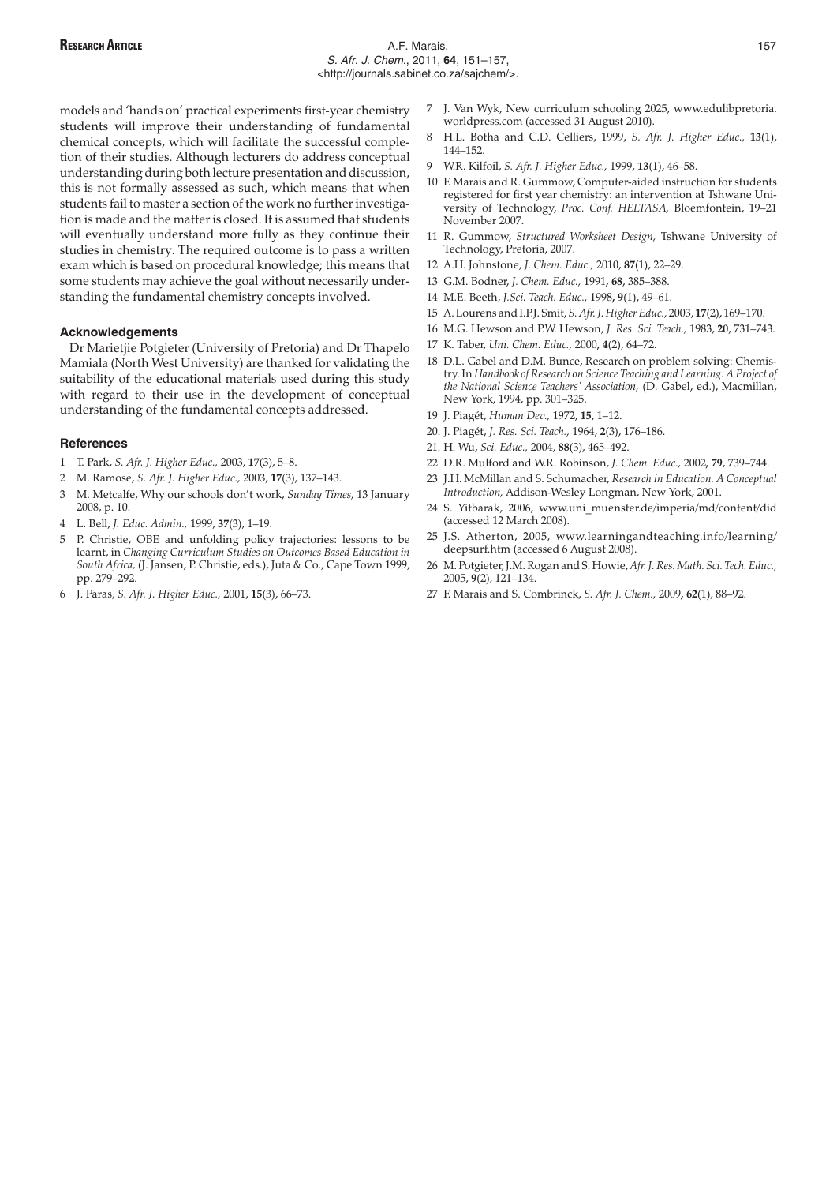models and 'hands on' practical experiments first-year chemistry students will improve their understanding of fundamental chemical concepts, which will facilitate the successful completion of their studies. Although lecturers do address conceptual understanding during both lecture presentation and discussion, this is not formally assessed as such, which means that when students fail to master a section of the work no further investigation is made and the matter is closed. It is assumed that students will eventually understand more fully as they continue their studies in chemistry. The required outcome is to pass a written exam which is based on procedural knowledge; this means that some students may achieve the goal without necessarily understanding the fundamental chemistry concepts involved.

## Acknowledgements

Dr Marietjie Potgieter (University of Pretoria) and Dr Thapelo Mamiala (North West University) are thanked for validating the suitability of the educational materials used during this study with regard to their use in the development of conceptual understanding of the fundamental concepts addressed.

## References

1 T. Park, *S. Afr. J. Higher Educ.,* 2003, **17**(3), 5–8.
2 M. Ramose, *S. Afr. J. Higher Educ.,* 2003, **17**(3), 137–143.
3 M. Metcalfe, Why our schools don't work, *Sunday Times,* 13 January 2008, p. 10.
4 L. Bell, *J. Educ. Admin.,* 1999, **37**(3), 1–19.
5 P. Christie, OBE and unfolding policy trajectories: lessons to be learnt, in *Changing Curriculum Studies on Outcomes Based Education in South Africa,* (J. Jansen, P. Christie, eds.), Juta & Co., Cape Town 1999, pp. 279–292.
6 J. Paras, *S. Afr. J. Higher Educ.,* 2001, **15**(3), 66–73.
7 J. Van Wyk, New curriculum schooling 2025, www.edulibpretoria.worldpress.com (accessed 31 August 2010).
8 H.L. Botha and C.D. Celliers, 1999, *S. Afr. J. Higher Educ.,* **13**(1), 144–152.
9 W.R. Kilfoil, *S. Afr. J. Higher Educ.,* 1999, **13**(1), 46–58.
10 F. Marais and R. Gummow, Computer-aided instruction for students registered for first year chemistry: an intervention at Tshwane University of Technology, *Proc. Conf. HELTASA,* Bloemfontein, 19–21 November 2007.
11 R. Gummow, *Structured Worksheet Design,* Tshwane University of Technology, Pretoria, 2007.
12 A.H. Johnstone, *J. Chem. Educ.,* 2010, **87**(1), 22–29.
13 G.M. Bodner, *J. Chem. Educ.,* 1991, **68**, 385–388.
14 M.E. Beeth, *J.Sci. Teach. Educ.,* 1998, **9**(1), 49–61.
15 A. Lourens and I.P.J. Smit, *S. Afr. J. Higher Educ.,* 2003, **17**(2), 169–170.
16 M.G. Hewson and P.W. Hewson, *J. Res. Sci. Teach.,* 1983, **20**, 731–743.
17 K. Taber, *Uni. Chem. Educ.,* 2000, **4**(2), 64–72.
18 D.L. Gabel and D.M. Bunce, Research on problem solving: Chemistry. In *Handbook of Research on Science Teaching and Learning. A Project of the National Science Teachers' Association,* (D. Gabel, ed.), Macmillan, New York, 1994, pp. 301–325.
19 J. Piagét, *Human Dev.,* 1972, **15**, 1–12.
20. J. Piagét, *J. Res. Sci. Teach.,* 1964, **2**(3), 176–186.
21. H. Wu, *Sci. Educ.,* 2004, **88**(3), 465–492.
22 D.R. Mulford and W.R. Robinson, *J. Chem. Educ.,* 2002**, 79**, 739–744.
23 J.H. McMillan and S. Schumacher, *Research in Education. A Conceptual Introduction,* Addison-Wesley Longman, New York, 2001.
24 S. Yitbarak, 2006, www.uni_muenster.de/imperia/md/content/did (accessed 12 March 2008).
25 J.S. Atherton, 2005, www.learningandteaching.info/learning/deepsurf.htm (accessed 6 August 2008).
26 M. Potgieter, J.M. Rogan and S. Howie, *Afr. J. Res. Math. Sci. Tech. Educ.,* 2005, **9**(2), 121–134.
27 F. Marais and S. Combrinck, *S. Afr. J. Chem.,* 2009**, 62**(1), 88–92.